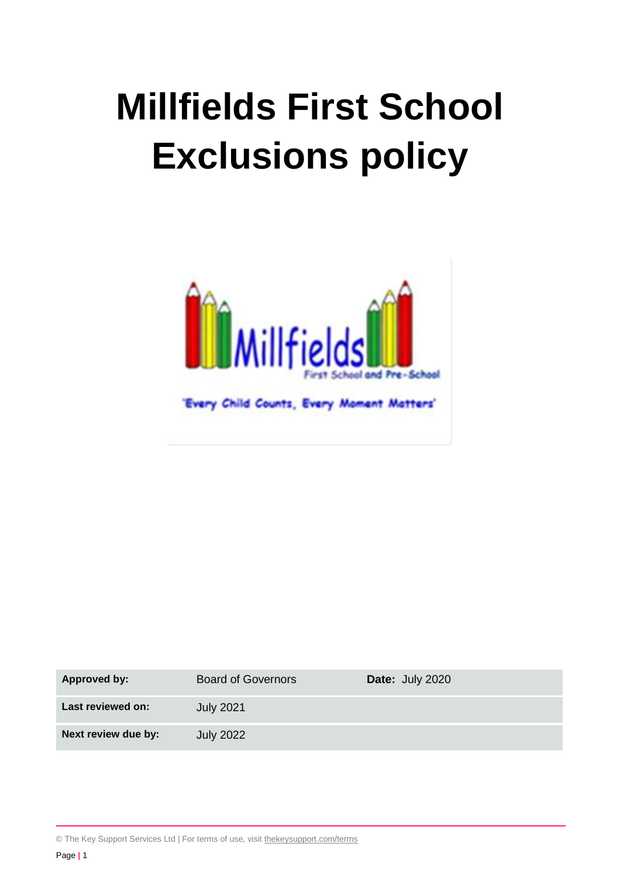# Millfields First School Exclusions policy

| Approved by: | Board of Governors | Date: July 2020 |
|---|---|---|
| Last reviewed on: | July 2021 | |
| Next review due by: | July 2022 | |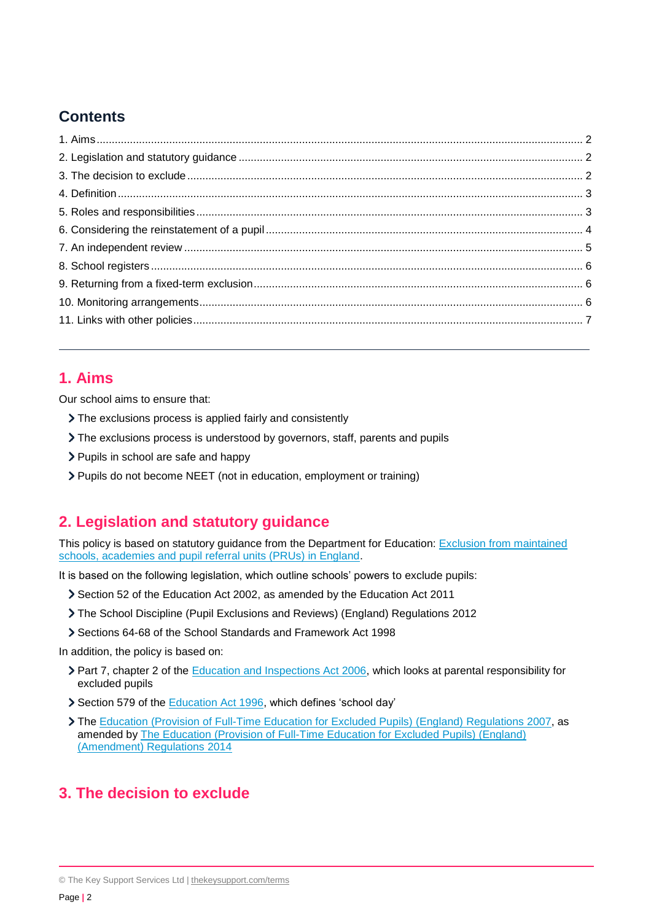## Contents

1. Aims ..... 2
2. Legislation and statutory guidance ..... 2
3. The decision to exclude ..... 2
4. Definition ..... 3
5. Roles and responsibilities ..... 3
6. Considering the reinstatement of a pupil ..... 4
7. An independent review ..... 5
8. School registers ..... 6
9. Returning from a fixed-term exclusion ..... 6
10. Monitoring arrangements ..... 6
11. Links with other policies ..... 7

---

## 1. Aims

Our school aims to ensure that:

- The exclusions process is applied fairly and consistently
- The exclusions process is understood by governors, staff, parents and pupils
- Pupils in school are safe and happy
- Pupils do not become NEET (not in education, employment or training)

## 2. Legislation and statutory guidance

This policy is based on statutory guidance from the Department for Education: [Exclusion from maintained schools, academies and pupil referral units (PRUs) in England](#).

It is based on the following legislation, which outline schools' powers to exclude pupils:

- Section 52 of the Education Act 2002, as amended by the Education Act 2011
- The School Discipline (Pupil Exclusions and Reviews) (England) Regulations 2012
- Sections 64-68 of the School Standards and Framework Act 1998

In addition, the policy is based on:

- Part 7, chapter 2 of the [Education and Inspections Act 2006](#), which looks at parental responsibility for excluded pupils
- Section 579 of the [Education Act 1996](#), which defines 'school day'
- The [Education (Provision of Full-Time Education for Excluded Pupils) (England) Regulations 2007](#), as amended by [The Education (Provision of Full-Time Education for Excluded Pupils) (England) (Amendment) Regulations 2014](#)

## 3. The decision to exclude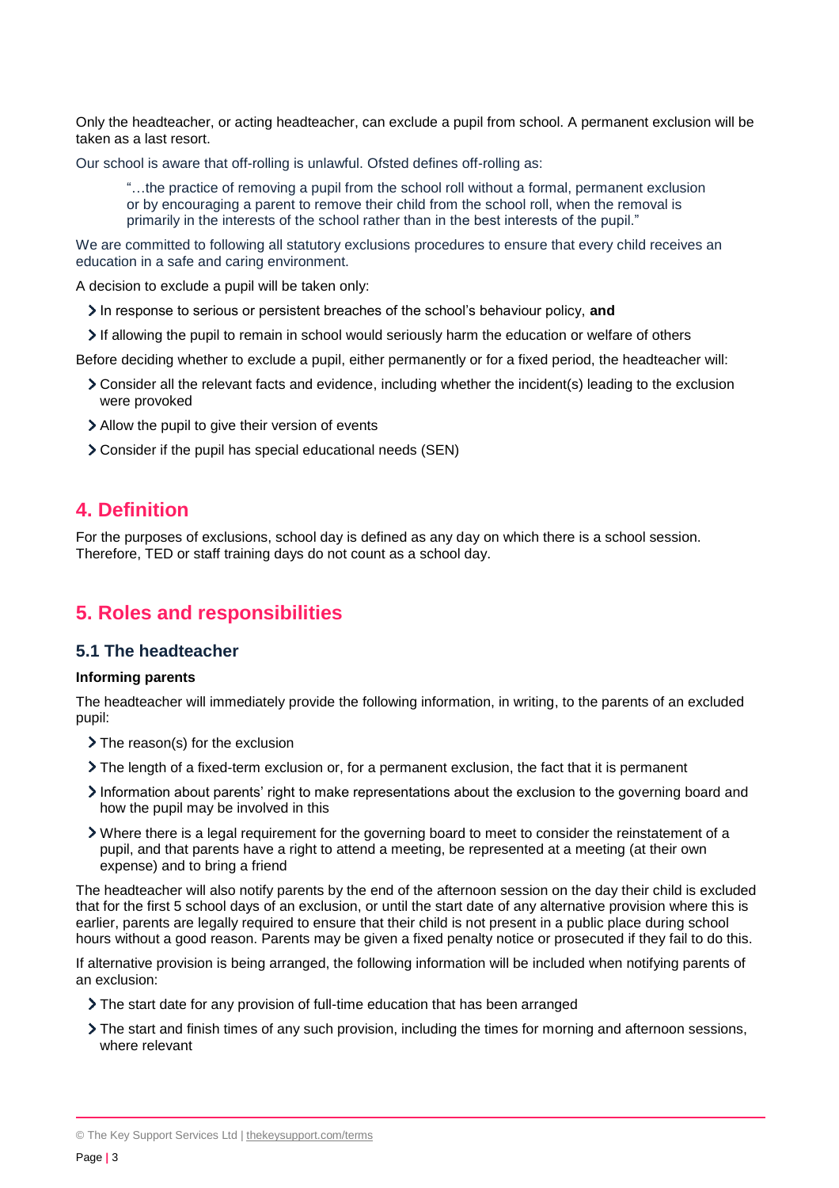Only the headteacher, or acting headteacher, can exclude a pupil from school. A permanent exclusion will be taken as a last resort.

Our school is aware that off-rolling is unlawful. Ofsted defines off-rolling as:

> "…the practice of removing a pupil from the school roll without a formal, permanent exclusion or by encouraging a parent to remove their child from the school roll, when the removal is primarily in the interests of the school rather than in the best interests of the pupil."

We are committed to following all statutory exclusions procedures to ensure that every child receives an education in a safe and caring environment.

A decision to exclude a pupil will be taken only:

- In response to serious or persistent breaches of the school's behaviour policy, **and**
- If allowing the pupil to remain in school would seriously harm the education or welfare of others

Before deciding whether to exclude a pupil, either permanently or for a fixed period, the headteacher will:

- Consider all the relevant facts and evidence, including whether the incident(s) leading to the exclusion were provoked
- Allow the pupil to give their version of events
- Consider if the pupil has special educational needs (SEN)

## 4. Definition

For the purposes of exclusions, school day is defined as any day on which there is a school session. Therefore, TED or staff training days do not count as a school day.

## 5. Roles and responsibilities

### 5.1 The headteacher

**Informing parents**

The headteacher will immediately provide the following information, in writing, to the parents of an excluded pupil:

- The reason(s) for the exclusion
- The length of a fixed-term exclusion or, for a permanent exclusion, the fact that it is permanent
- Information about parents' right to make representations about the exclusion to the governing board and how the pupil may be involved in this
- Where there is a legal requirement for the governing board to meet to consider the reinstatement of a pupil, and that parents have a right to attend a meeting, be represented at a meeting (at their own expense) and to bring a friend

The headteacher will also notify parents by the end of the afternoon session on the day their child is excluded that for the first 5 school days of an exclusion, or until the start date of any alternative provision where this is earlier, parents are legally required to ensure that their child is not present in a public place during school hours without a good reason. Parents may be given a fixed penalty notice or prosecuted if they fail to do this.

If alternative provision is being arranged, the following information will be included when notifying parents of an exclusion:

- The start date for any provision of full-time education that has been arranged
- The start and finish times of any such provision, including the times for morning and afternoon sessions, where relevant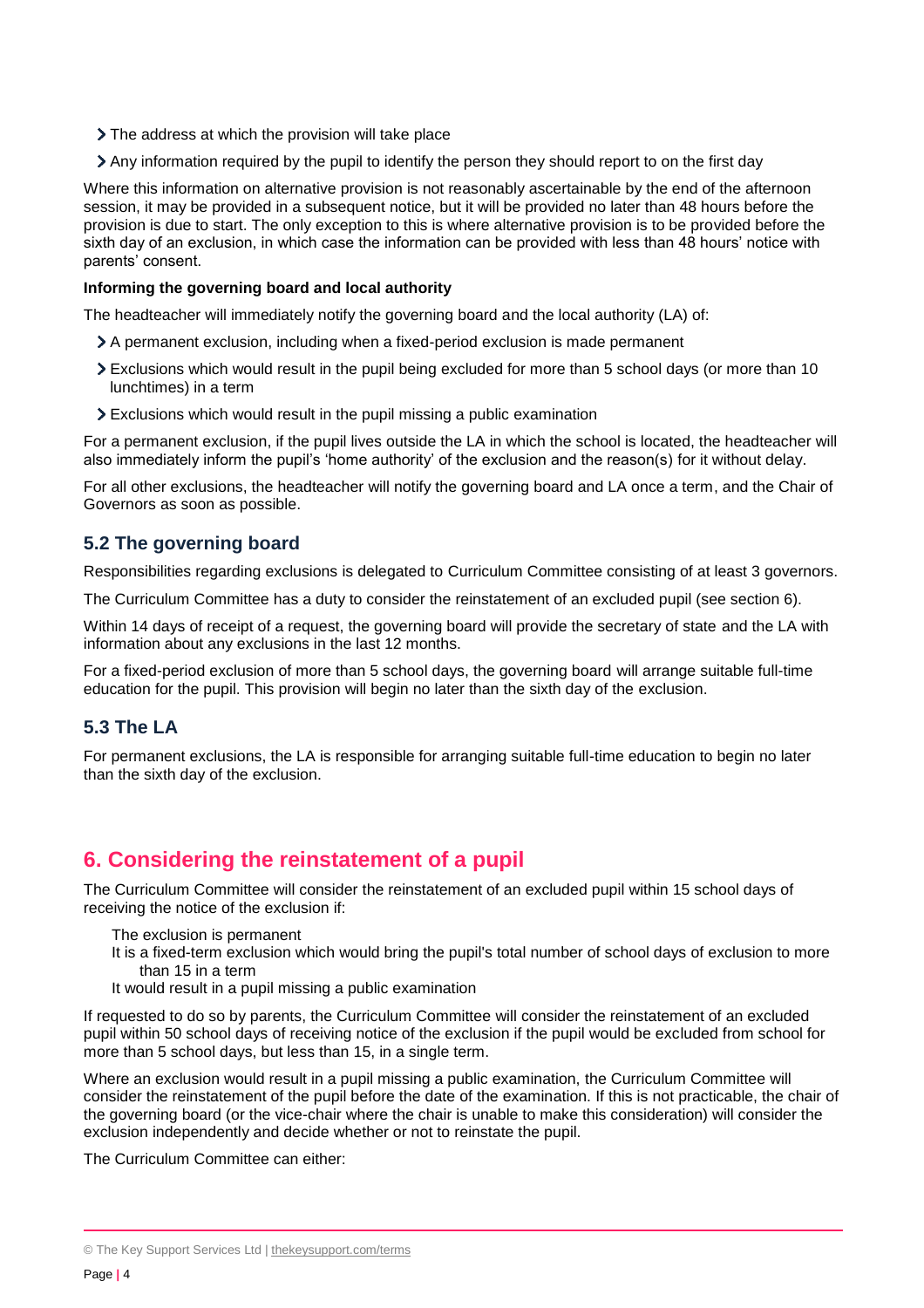- The address at which the provision will take place
- Any information required by the pupil to identify the person they should report to on the first day

Where this information on alternative provision is not reasonably ascertainable by the end of the afternoon session, it may be provided in a subsequent notice, but it will be provided no later than 48 hours before the provision is due to start. The only exception to this is where alternative provision is to be provided before the sixth day of an exclusion, in which case the information can be provided with less than 48 hours' notice with parents' consent.

**Informing the governing board and local authority**

The headteacher will immediately notify the governing board and the local authority (LA) of:

- A permanent exclusion, including when a fixed-period exclusion is made permanent
- Exclusions which would result in the pupil being excluded for more than 5 school days (or more than 10 lunchtimes) in a term
- Exclusions which would result in the pupil missing a public examination

For a permanent exclusion, if the pupil lives outside the LA in which the school is located, the headteacher will also immediately inform the pupil's 'home authority' of the exclusion and the reason(s) for it without delay.

For all other exclusions, the headteacher will notify the governing board and LA once a term, and the Chair of Governors as soon as possible.

### 5.2 The governing board

Responsibilities regarding exclusions is delegated to Curriculum Committee consisting of at least 3 governors.

The Curriculum Committee has a duty to consider the reinstatement of an excluded pupil (see section 6).

Within 14 days of receipt of a request, the governing board will provide the secretary of state and the LA with information about any exclusions in the last 12 months.

For a fixed-period exclusion of more than 5 school days, the governing board will arrange suitable full-time education for the pupil. This provision will begin no later than the sixth day of the exclusion.

### 5.3 The LA

For permanent exclusions, the LA is responsible for arranging suitable full-time education to begin no later than the sixth day of the exclusion.

## 6. Considering the reinstatement of a pupil

The Curriculum Committee will consider the reinstatement of an excluded pupil within 15 school days of receiving the notice of the exclusion if:

- The exclusion is permanent
- It is a fixed-term exclusion which would bring the pupil's total number of school days of exclusion to more than 15 in a term
- It would result in a pupil missing a public examination

If requested to do so by parents, the Curriculum Committee will consider the reinstatement of an excluded pupil within 50 school days of receiving notice of the exclusion if the pupil would be excluded from school for more than 5 school days, but less than 15, in a single term.

Where an exclusion would result in a pupil missing a public examination, the Curriculum Committee will consider the reinstatement of the pupil before the date of the examination. If this is not practicable, the chair of the governing board (or the vice-chair where the chair is unable to make this consideration) will consider the exclusion independently and decide whether or not to reinstate the pupil.

The Curriculum Committee can either: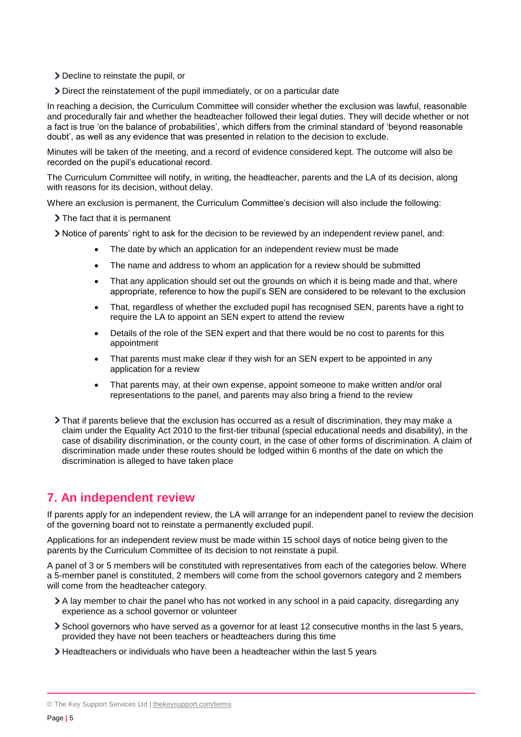- Decline to reinstate the pupil, or
- Direct the reinstatement of the pupil immediately, or on a particular date

In reaching a decision, the Curriculum Committee will consider whether the exclusion was lawful, reasonable and procedurally fair and whether the headteacher followed their legal duties. They will decide whether or not a fact is true 'on the balance of probabilities', which differs from the criminal standard of 'beyond reasonable doubt', as well as any evidence that was presented in relation to the decision to exclude.

Minutes will be taken of the meeting, and a record of evidence considered kept. The outcome will also be recorded on the pupil's educational record.

The Curriculum Committee will notify, in writing, the headteacher, parents and the LA of its decision, along with reasons for its decision, without delay.

Where an exclusion is permanent, the Curriculum Committee's decision will also include the following:

- The fact that it is permanent
- Notice of parents' right to ask for the decision to be reviewed by an independent review panel, and:
    - The date by which an application for an independent review must be made
    - The name and address to whom an application for a review should be submitted
    - That any application should set out the grounds on which it is being made and that, where appropriate, reference to how the pupil's SEN are considered to be relevant to the exclusion
    - That, regardless of whether the excluded pupil has recognised SEN, parents have a right to require the LA to appoint an SEN expert to attend the review
    - Details of the role of the SEN expert and that there would be no cost to parents for this appointment
    - That parents must make clear if they wish for an SEN expert to be appointed in any application for a review
    - That parents may, at their own expense, appoint someone to make written and/or oral representations to the panel, and parents may also bring a friend to the review
- That if parents believe that the exclusion has occurred as a result of discrimination, they may make a claim under the Equality Act 2010 to the first-tier tribunal (special educational needs and disability), in the case of disability discrimination, or the county court, in the case of other forms of discrimination. A claim of discrimination made under these routes should be lodged within 6 months of the date on which the discrimination is alleged to have taken place

## 7. An independent review

If parents apply for an independent review, the LA will arrange for an independent panel to review the decision of the governing board not to reinstate a permanently excluded pupil.

Applications for an independent review must be made within 15 school days of notice being given to the parents by the Curriculum Committee of its decision to not reinstate a pupil.

A panel of 3 or 5 members will be constituted with representatives from each of the categories below. Where a 5-member panel is constituted, 2 members will come from the school governors category and 2 members will come from the headteacher category.

- A lay member to chair the panel who has not worked in any school in a paid capacity, disregarding any experience as a school governor or volunteer
- School governors who have served as a governor for at least 12 consecutive months in the last 5 years, provided they have not been teachers or headteachers during this time
- Headteachers or individuals who have been a headteacher within the last 5 years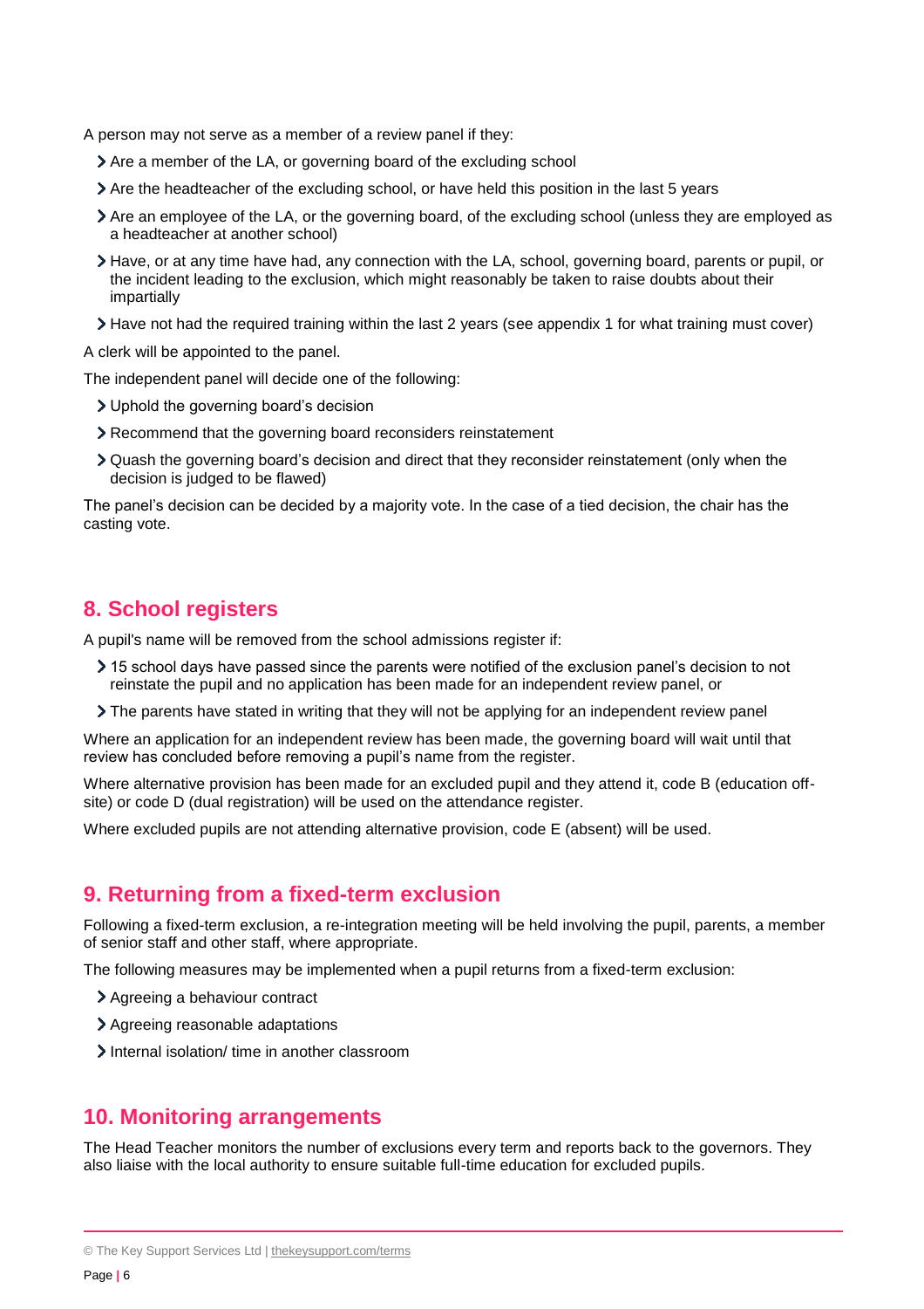A person may not serve as a member of a review panel if they:

- Are a member of the LA, or governing board of the excluding school
- Are the headteacher of the excluding school, or have held this position in the last 5 years
- Are an employee of the LA, or the governing board, of the excluding school (unless they are employed as a headteacher at another school)
- Have, or at any time have had, any connection with the LA, school, governing board, parents or pupil, or the incident leading to the exclusion, which might reasonably be taken to raise doubts about their impartially
- Have not had the required training within the last 2 years (see appendix 1 for what training must cover)

A clerk will be appointed to the panel.

The independent panel will decide one of the following:

- Uphold the governing board's decision
- Recommend that the governing board reconsiders reinstatement
- Quash the governing board's decision and direct that they reconsider reinstatement (only when the decision is judged to be flawed)

The panel's decision can be decided by a majority vote. In the case of a tied decision, the chair has the casting vote.

## 8. School registers

A pupil's name will be removed from the school admissions register if:

- 15 school days have passed since the parents were notified of the exclusion panel's decision to not reinstate the pupil and no application has been made for an independent review panel, or
- The parents have stated in writing that they will not be applying for an independent review panel

Where an application for an independent review has been made, the governing board will wait until that review has concluded before removing a pupil's name from the register.

Where alternative provision has been made for an excluded pupil and they attend it, code B (education off-site) or code D (dual registration) will be used on the attendance register.

Where excluded pupils are not attending alternative provision, code E (absent) will be used.

## 9. Returning from a fixed-term exclusion

Following a fixed-term exclusion, a re-integration meeting will be held involving the pupil, parents, a member of senior staff and other staff, where appropriate.

The following measures may be implemented when a pupil returns from a fixed-term exclusion:

- Agreeing a behaviour contract
- Agreeing reasonable adaptations
- Internal isolation/ time in another classroom

## 10. Monitoring arrangements

The Head Teacher monitors the number of exclusions every term and reports back to the governors. They also liaise with the local authority to ensure suitable full-time education for excluded pupils.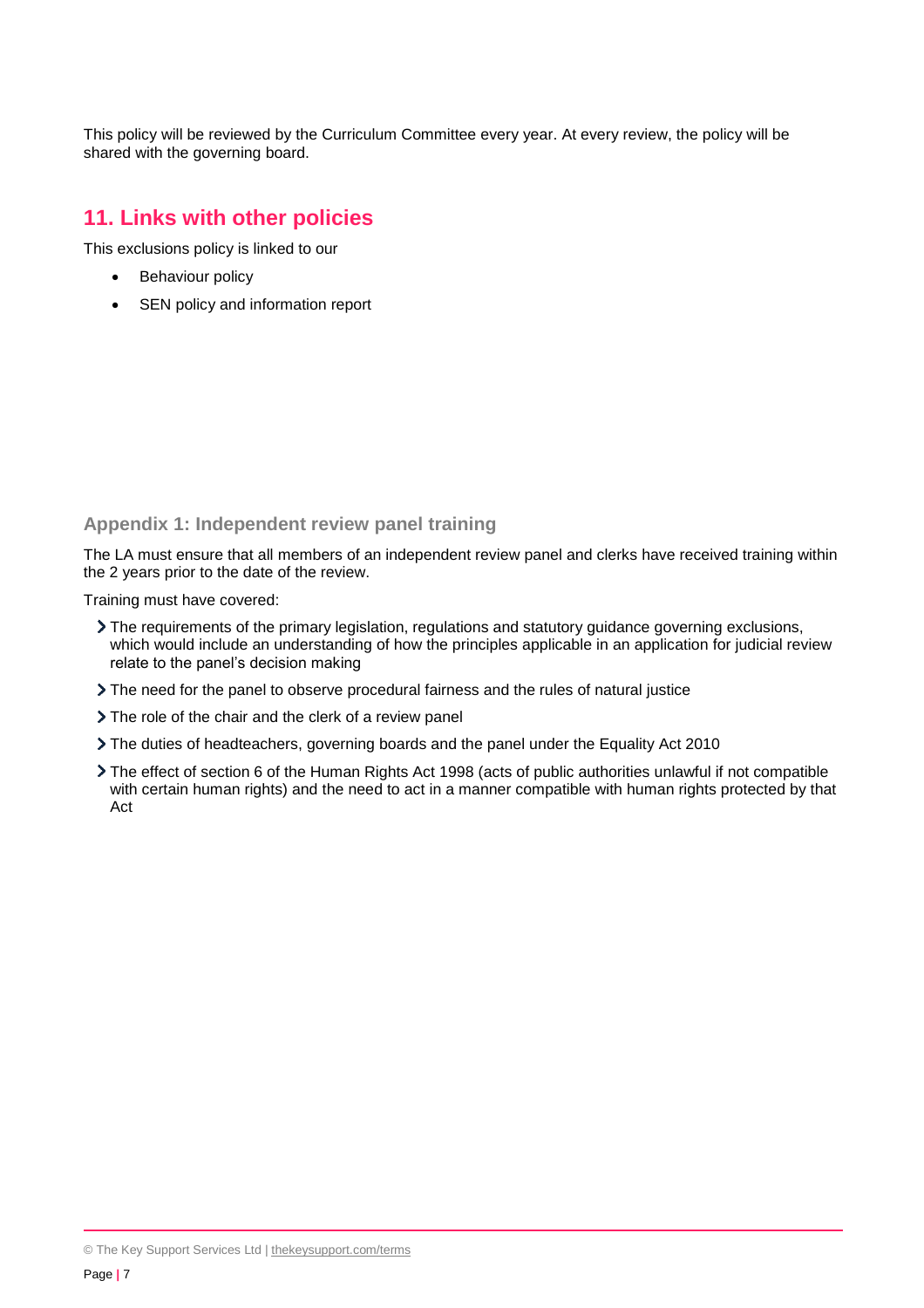This policy will be reviewed by the Curriculum Committee every year. At every review, the policy will be shared with the governing board.

## 11. Links with other policies

This exclusions policy is linked to our

- Behaviour policy
- SEN policy and information report

### Appendix 1: Independent review panel training

The LA must ensure that all members of an independent review panel and clerks have received training within the 2 years prior to the date of the review.

Training must have covered:

- The requirements of the primary legislation, regulations and statutory guidance governing exclusions, which would include an understanding of how the principles applicable in an application for judicial review relate to the panel's decision making
- The need for the panel to observe procedural fairness and the rules of natural justice
- The role of the chair and the clerk of a review panel
- The duties of headteachers, governing boards and the panel under the Equality Act 2010
- The effect of section 6 of the Human Rights Act 1998 (acts of public authorities unlawful if not compatible with certain human rights) and the need to act in a manner compatible with human rights protected by that Act